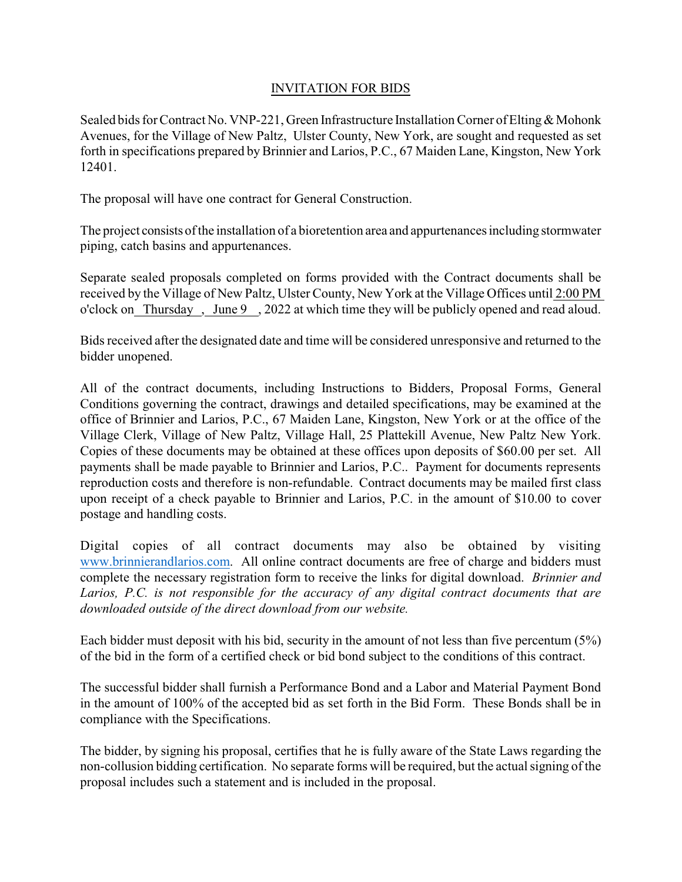# INVITATION FOR BIDS

Sealed bids for Contract No. VNP-221, Green Infrastructure Installation Corner of Elting & Mohonk Avenues, for the Village of New Paltz, Ulster County, New York, are sought and requested as set forth in specifications prepared by Brinnier and Larios, P.C., 67 Maiden Lane, Kingston, New York 12401.

The proposal will have one contract for General Construction.

The project consists of the installation of a bioretention area and appurtenances including stormwater piping, catch basins and appurtenances.

Separate sealed proposals completed on forms provided with the Contract documents shall be received by the Village of New Paltz, Ulster County, New York at the Village Offices until 2:00 PM o'clock on Thursday , June 9 , 2022 at which time they will be publicly opened and read aloud.

Bids received after the designated date and time will be considered unresponsive and returned to the bidder unopened.

All of the contract documents, including Instructions to Bidders, Proposal Forms, General Conditions governing the contract, drawings and detailed specifications, may be examined at the office of Brinnier and Larios, P.C., 67 Maiden Lane, Kingston, New York or at the office of the Village Clerk, Village of New Paltz, Village Hall, 25 Plattekill Avenue, New Paltz New York. Copies of these documents may be obtained at these offices upon deposits of $60.00 per set. All payments shall be made payable to Brinnier and Larios, P.C.. Payment for documents represents reproduction costs and therefore is non-refundable. Contract documents may be mailed first class upon receipt of a check payable to Brinnier and Larios, P.C. in the amount of $10.00 to cover postage and handling costs.

Digital copies of all contract documents may also be obtained by visiting www.brinnierandlarios.com. All online contract documents are free of charge and bidders must complete the necessary registration form to receive the links for digital download. *Brinnier and Larios, P.C. is not responsible for the accuracy of any digital contract documents that are downloaded outside of the direct download from our website.*

Each bidder must deposit with his bid, security in the amount of not less than five percentum (5%) of the bid in the form of a certified check or bid bond subject to the conditions of this contract.

The successful bidder shall furnish a Performance Bond and a Labor and Material Payment Bond in the amount of 100% of the accepted bid as set forth in the Bid Form. These Bonds shall be in compliance with the Specifications.

The bidder, by signing his proposal, certifies that he is fully aware of the State Laws regarding the non-collusion bidding certification. No separate forms will be required, but the actual signing of the proposal includes such a statement and is included in the proposal.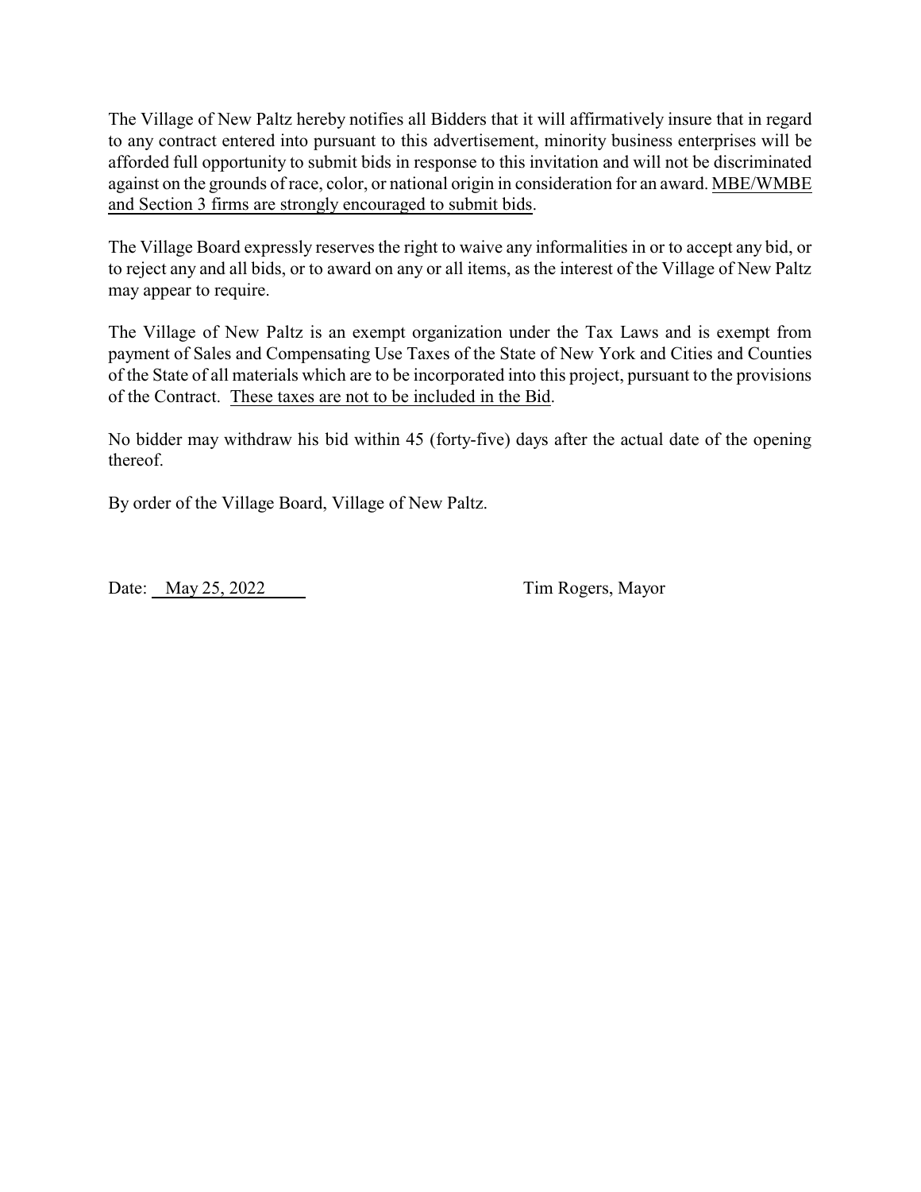The Village of New Paltz hereby notifies all Bidders that it will affirmatively insure that in regard to any contract entered into pursuant to this advertisement, minority business enterprises will be afforded full opportunity to submit bids in response to this invitation and will not be discriminated against on the grounds of race, color, or national origin in consideration for an award. <u>MBE/WMBE and Section 3 firms are strongly encouraged to submit bids</u>.

The Village Board expressly reserves the right to waive any informalities in or to accept any bid, or to reject any and all bids, or to award on any or all items, as the interest of the Village of New Paltz may appear to require.

The Village of New Paltz is an exempt organization under the Tax Laws and is exempt from payment of Sales and Compensating Use Taxes of the State of New York and Cities and Counties of the State of all materials which are to be incorporated into this project, pursuant to the provisions of the Contract. <u>These taxes are not to be included in the Bid</u>.

No bidder may withdraw his bid within 45 (forty-five) days after the actual date of the opening thereof.

By order of the Village Board, Village of New Paltz.

Date: <u>May 25, 2022</u>

Tim Rogers, Mayor